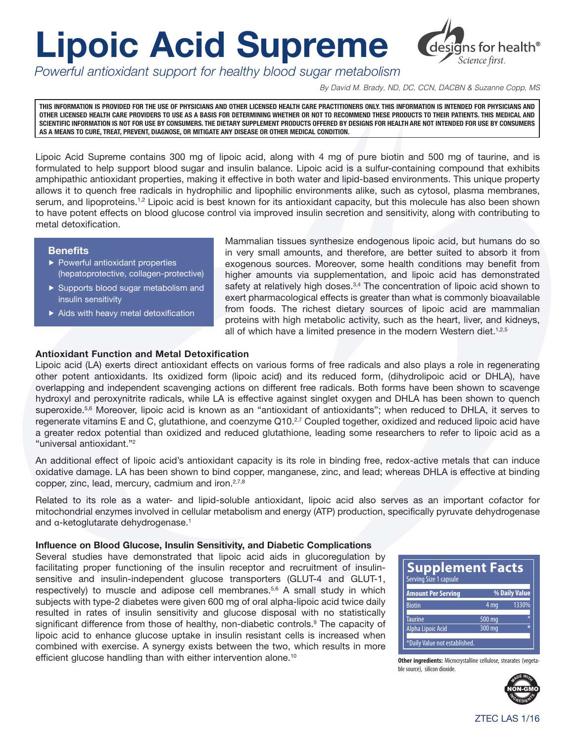# Lipoic Acid Supreme

*Powerful antioxidant support for healthy blood sugar metabolism*

*By David M. Brady, ND, DC, CCN, DACBN & Suzanne Copp, MS*

**THIS INFORMATION IS PROVIDED FOR THE USE OF PHYSICIANS AND OTHER LICENSED HEALTH CARE PRACTITIONERS ONLY. THIS INFORMATION IS INTENDED FOR PHYSICIANS AND OTHER LICENSED HEALTH CARE PROVIDERS TO USE AS A BASIS FOR DETERMINING WHETHER OR NOT TO RECOMMEND THESE PRODUCTS TO THEIR PATIENTS. THIS MEDICAL AND SCIENTIFIC INFORMATION IS NOT FOR USE BY CONSUMERS. THE DIETARY SUPPLEMENT PRODUCTS OFFERED BY DESIGNS FOR HEALTH ARE NOT INTENDED FOR USE BY CONSUMERS AS A MEANS TO CURE, TREAT, PREVENT, DIAGNOSE, OR MITIGATE ANY DISEASE OR OTHER MEDICAL CONDITION.**

Lipoic Acid Supreme contains 300 mg of lipoic acid, along with 4 mg of pure biotin and 500 mg of taurine, and is formulated to help support blood sugar and insulin balance. Lipoic acid is a sulfur-containing compound that exhibits amphipathic antioxidant properties, making it effective in both water and lipid-based environments. This unique property allows it to quench free radicals in hydrophilic and lipophilic environments alike, such as cytosol, plasma membranes, serum, and lipoproteins.[1,2] Lipoic acid is best known for its antioxidant capacity, but this molecule has also been shown to have potent effects on blood glucose control via improved insulin secretion and sensitivity, along with contributing to metal detoxification.

### Benefits

- Powerful antioxidant properties (hepatoprotective, collagen-protective)
- Supports blood sugar metabolism and insulin sensitivity
- Aids with heavy metal detoxification

Mammalian tissues synthesize endogenous lipoic acid, but humans do so in very small amounts, and therefore, are better suited to absorb it from exogenous sources. Moreover, some health conditions may benefit from higher amounts via supplementation, and lipoic acid has demonstrated safety at relatively high doses.[3,4] The concentration of lipoic acid shown to exert pharmacological effects is greater than what is commonly bioavailable from foods. The richest dietary sources of lipoic acid are mammalian proteins with high metabolic activity, such as the heart, liver, and kidneys, all of which have a limited presence in the modern Western diet.[1,2,5]

### Antioxidant Function and Metal Detoxification

Lipoic acid (LA) exerts direct antioxidant effects on various forms of free radicals and also plays a role in regenerating other potent antioxidants. Its oxidized form (lipoic acid) and its reduced form, (dihydrolipoic acid or DHLA), have overlapping and independent scavenging actions on different free radicals. Both forms have been shown to scavenge hydroxyl and peroxynitrite radicals, while LA is effective against singlet oxygen and DHLA has been shown to quench superoxide.[5,6] Moreover, lipoic acid is known as an "antioxidant of antioxidants"; when reduced to DHLA, it serves to regenerate vitamins E and C, glutathione, and coenzyme Q10.[2,7] Coupled together, oxidized and reduced lipoic acid have a greater redox potential than oxidized and reduced glutathione, leading some researchers to refer to lipoic acid as a "universal antioxidant."[2]

An additional effect of lipoic acid's antioxidant capacity is its role in binding free, redox-active metals that can induce oxidative damage. LA has been shown to bind copper, manganese, zinc, and lead; whereas DHLA is effective at binding copper, zinc, lead, mercury, cadmium and iron.[2,7,8]

Related to its role as a water- and lipid-soluble antioxidant, lipoic acid also serves as an important cofactor for mitochondrial enzymes involved in cellular metabolism and energy (ATP) production, specifically pyruvate dehydrogenase and α-ketoglutarate dehydrogenase.[1]

### Influence on Blood Glucose, Insulin Sensitivity, and Diabetic Complications

Several studies have demonstrated that lipoic acid aids in glucoregulation by facilitating proper functioning of the insulin receptor and recruitment of insulin-sensitive and insulin-independent glucose transporters (GLUT-4 and GLUT-1, respectively) to muscle and adipose cell membranes.[5,6] A small study in which subjects with type-2 diabetes were given 600 mg of oral alpha-lipoic acid twice daily resulted in rates of insulin sensitivity and glucose disposal with no statistically significant difference from those of healthy, non-diabetic controls.[9] The capacity of lipoic acid to enhance glucose uptake in insulin resistant cells is increased when combined with exercise. A synergy exists between the two, which results in more efficient glucose handling than with either intervention alone.[10]

**Supplement Facts**
Serving Size 1 capsule

| Amount Per Serving | | % Daily Value |
|---|---|---|
| Biotin | 4 mg | 1330% |
| Taurine | 500 mg | * |
| Alpha Lipoic Acid | 300 mg | * |

*Daily Value not established.

**Other ingredients:** Microcrystalline cellulose, stearates (vegetable source), silicon dioxide.

MADE WITH NON-GMO INGREDIENTS

ZTEC LAS 1/16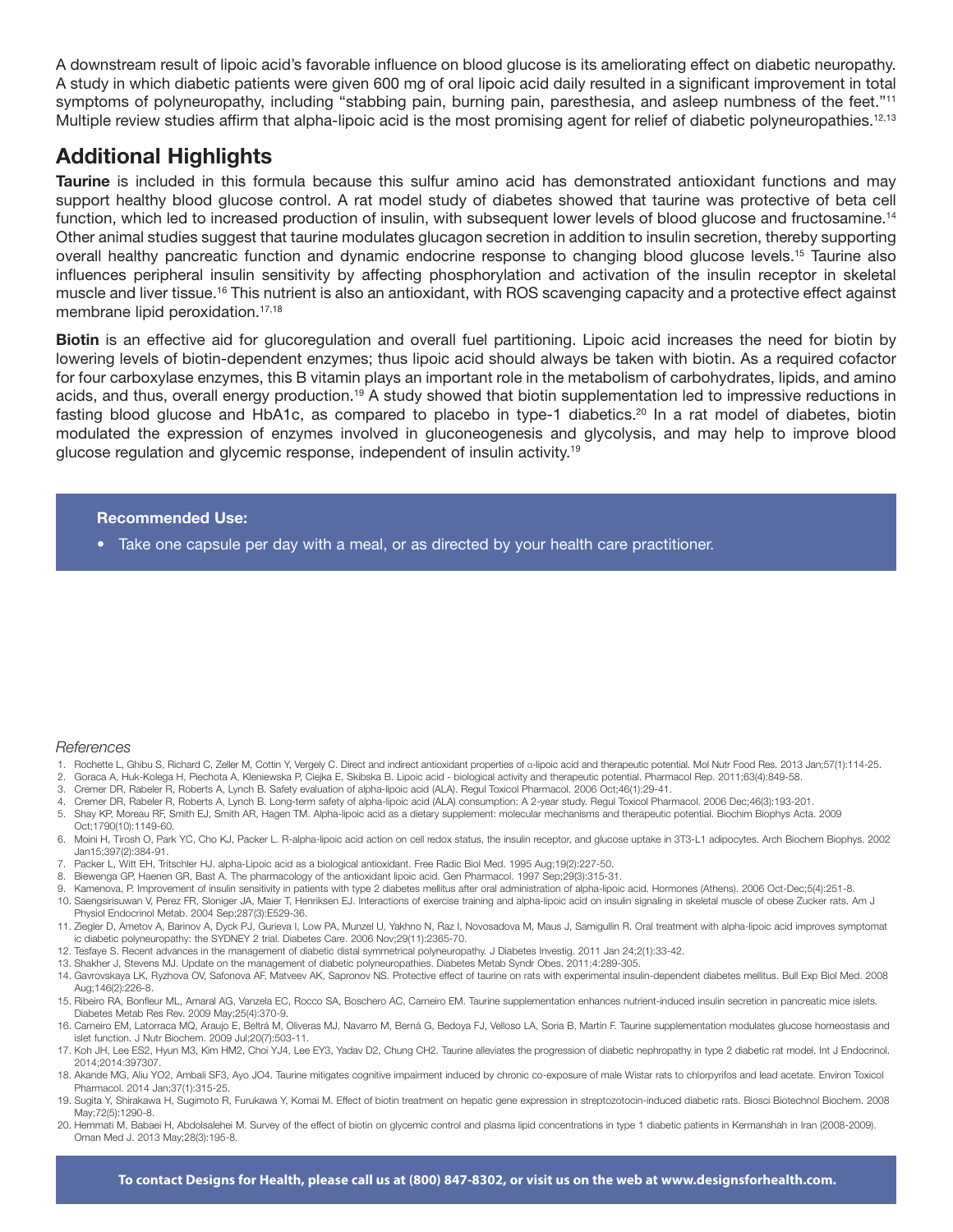A downstream result of lipoic acid's favorable influence on blood glucose is its ameliorating effect on diabetic neuropathy. A study in which diabetic patients were given 600 mg of oral lipoic acid daily resulted in a significant improvement in total symptoms of polyneuropathy, including "stabbing pain, burning pain, paresthesia, and asleep numbness of the feet."[11] Multiple review studies affirm that alpha-lipoic acid is the most promising agent for relief of diabetic polyneuropathies.[12,13]

## Additional Highlights

**Taurine** is included in this formula because this sulfur amino acid has demonstrated antioxidant functions and may support healthy blood glucose control. A rat model study of diabetes showed that taurine was protective of beta cell function, which led to increased production of insulin, with subsequent lower levels of blood glucose and fructosamine.[14] Other animal studies suggest that taurine modulates glucagon secretion in addition to insulin secretion, thereby supporting overall healthy pancreatic function and dynamic endocrine response to changing blood glucose levels.[15] Taurine also influences peripheral insulin sensitivity by affecting phosphorylation and activation of the insulin receptor in skeletal muscle and liver tissue.[16] This nutrient is also an antioxidant, with ROS scavenging capacity and a protective effect against membrane lipid peroxidation.[17,18]

**Biotin** is an effective aid for glucoregulation and overall fuel partitioning. Lipoic acid increases the need for biotin by lowering levels of biotin-dependent enzymes; thus lipoic acid should always be taken with biotin. As a required cofactor for four carboxylase enzymes, this B vitamin plays an important role in the metabolism of carbohydrates, lipids, and amino acids, and thus, overall energy production.[19] A study showed that biotin supplementation led to impressive reductions in fasting blood glucose and HbA1c, as compared to placebo in type-1 diabetics.[20] In a rat model of diabetes, biotin modulated the expression of enzymes involved in gluconeogenesis and glycolysis, and may help to improve blood glucose regulation and glycemic response, independent of insulin activity.[19]

**Recommended Use:**

- Take one capsule per day with a meal, or as directed by your health care practitioner.

*References*

1. Rochette L, Ghibu S, Richard C, Zeller M, Cottin Y, Vergely C. Direct and indirect antioxidant properties of α-lipoic acid and therapeutic potential. Mol Nutr Food Res. 2013 Jan;57(1):114-25.
2. Goraca A, Huk-Kolega H, Piechota A, Kleniewska P, Ciejka E, Skibska B. Lipoic acid - biological activity and therapeutic potential. Pharmacol Rep. 2011;63(4):849-58.
3. Cremer DR, Rabeler R, Roberts A, Lynch B. Safety evaluation of alpha-lipoic acid (ALA). Regul Toxicol Pharmacol. 2006 Oct;46(1):29-41.
4. Cremer DR, Rabeler R, Roberts A, Lynch B. Long-term safety of alpha-lipoic acid (ALA) consumption: A 2-year study. Regul Toxicol Pharmacol. 2006 Dec;46(3):193-201.
5. Shay KP, Moreau RF, Smith EJ, Smith AR, Hagen TM. Alpha-lipoic acid as a dietary supplement: molecular mechanisms and therapeutic potential. Biochim Biophys Acta. 2009 Oct;1790(10):1149-60.
6. Moini H, Tirosh O, Park YC, Cho KJ, Packer L. R-alpha-lipoic acid action on cell redox status, the insulin receptor, and glucose uptake in 3T3-L1 adipocytes. Arch Biochem Biophys. 2002 Jan15;397(2):384-91.
7. Packer L, Witt EH, Tritschler HJ. alpha-Lipoic acid as a biological antioxidant. Free Radic Biol Med. 1995 Aug;19(2):227-50.
8. Biewenga GP, Haenen GR, Bast A. The pharmacology of the antioxidant lipoic acid. Gen Pharmacol. 1997 Sep;29(3):315-31.
9. Kamenova, P. Improvement of insulin sensitivity in patients with type 2 diabetes mellitus after oral administration of alpha-lipoic acid. Hormones (Athens). 2006 Oct-Dec;5(4):251-8.
10. Saengsirisuwan V, Perez FR, Sloniger JA, Maier T, Henriksen EJ. Interactions of exercise training and alpha-lipoic acid on insulin signaling in skeletal muscle of obese Zucker rats. Am J Physiol Endocrinol Metab. 2004 Sep;287(3):E529-36.
11. Ziegler D, Ametov A, Barinov A, Dyck PJ, Gurieva I, Low PA, Munzel U, Yakhno N, Raz I, Novosadova M, Maus J, Samigullin R. Oral treatment with alpha-lipoic acid improves symptomatic diabetic polyneuropathy: the SYDNEY 2 trial. Diabetes Care. 2006 Nov;29(11):2365-70.
12. Tesfaye S. Recent advances in the management of diabetic distal symmetrical polyneuropathy. J Diabetes Investig. 2011 Jan 24;2(1):33-42.
13. Shakher J, Stevens MJ. Update on the management of diabetic polyneuropathies. Diabetes Metab Syndr Obes. 2011;4:289-305.
14. Gavrovskaya LK, Ryzhova OV, Safonova AF, Matveev AK, Sapronov NS. Protective effect of taurine on rats with experimental insulin-dependent diabetes mellitus. Bull Exp Biol Med. 2008 Aug;146(2):226-8.
15. Ribeiro RA, Bonfleur ML, Amaral AG, Vanzela EC, Rocco SA, Boschero AC, Carneiro EM. Taurine supplementation enhances nutrient-induced insulin secretion in pancreatic mice islets. Diabetes Metab Res Rev. 2009 May;25(4):370-9.
16. Carneiro EM, Latorraca MQ, Araujo E, Beltrá M, Oliveras MJ, Navarro M, Berná G, Bedoya FJ, Velloso LA, Soria B, Martín F. Taurine supplementation modulates glucose homeostasis and islet function. J Nutr Biochem. 2009 Jul;20(7):503-11.
17. Koh JH, Lee ES2, Hyun M3, Kim HM2, Choi YJ4, Lee EY3, Yadav D2, Chung CH2. Taurine alleviates the progression of diabetic nephropathy in type 2 diabetic rat model. Int J Endocrinol. 2014;2014:397307.
18. Akande MG, Aliu YO2, Ambali SF3, Ayo JO4. Taurine mitigates cognitive impairment induced by chronic co-exposure of male Wistar rats to chlorpyrifos and lead acetate. Environ Toxicol Pharmacol. 2014 Jan;37(1):315-25.
19. Sugita Y, Shirakawa H, Sugimoto R, Furukawa Y, Komai M. Effect of biotin treatment on hepatic gene expression in streptozotocin-induced diabetic rats. Biosci Biotechnol Biochem. 2008 May;72(5):1290-8.
20. Hemmati M, Babaei H, Abdolsalehei M. Survey of the effect of biotin on glycemic control and plasma lipid concentrations in type 1 diabetic patients in Kermanshah in Iran (2008-2009). Oman Med J. 2013 May;28(3):195-8.

**To contact Designs for Health, please call us at (800) 847-8302, or visit us on the web at www.designsforhealth.com.**